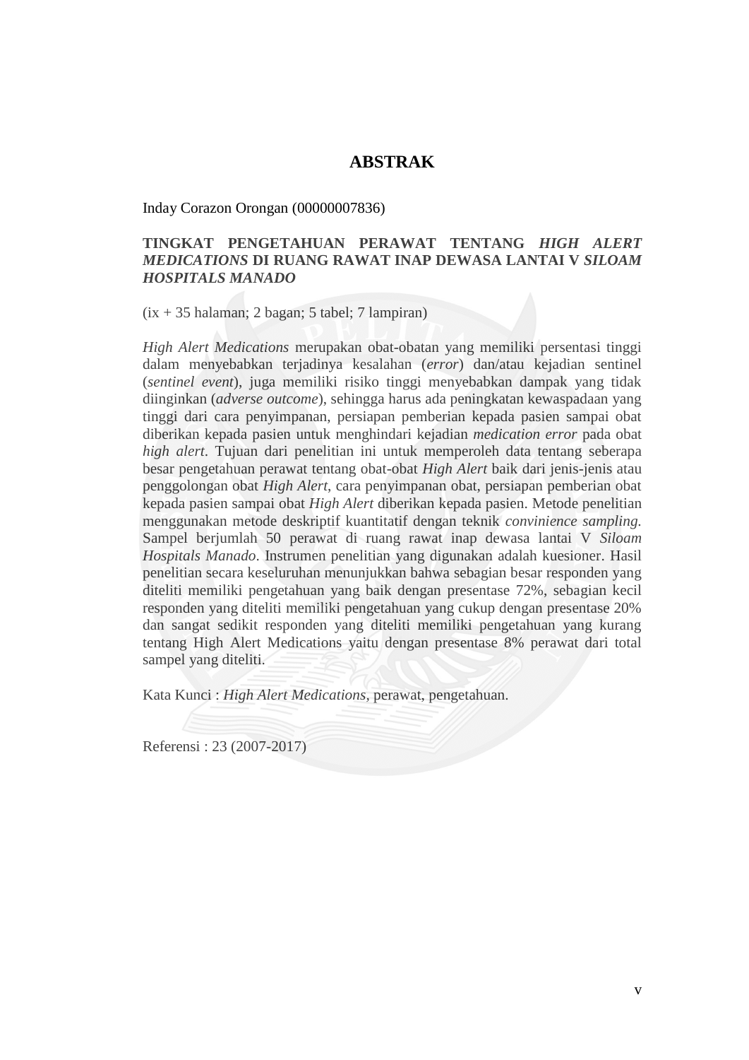# ABSTRAK

Inday Corazon Orongan (00000007836)

**TINGKAT PENGETAHUAN PERAWAT TENTANG *HIGH ALERT MEDICATIONS* DI RUANG RAWAT INAP DEWASA LANTAI V *SILOAM HOSPITALS MANADO***

(ix + 35 halaman; 2 bagan; 5 tabel; 7 lampiran)

*High Alert Medications* merupakan obat-obatan yang memiliki persentasi tinggi dalam menyebabkan terjadinya kesalahan (*error*) dan/atau kejadian sentinel (*sentinel event*), juga memiliki risiko tinggi menyebabkan dampak yang tidak diinginkan (*adverse outcome*), sehingga harus ada peningkatan kewaspadaan yang tinggi dari cara penyimpanan, persiapan pemberian kepada pasien sampai obat diberikan kepada pasien untuk menghindari kejadian *medication error* pada obat *high alert*. Tujuan dari penelitian ini untuk memperoleh data tentang seberapa besar pengetahuan perawat tentang obat-obat *High Alert* baik dari jenis-jenis atau penggolongan obat *High Alert*, cara penyimpanan obat, persiapan pemberian obat kepada pasien sampai obat *High Alert* diberikan kepada pasien. Metode penelitian menggunakan metode deskriptif kuantitatif dengan teknik *convinience sampling.* Sampel berjumlah 50 perawat di ruang rawat inap dewasa lantai V *Siloam Hospitals Manado*. Instrumen penelitian yang digunakan adalah kuesioner. Hasil penelitian secara keseluruhan menunjukkan bahwa sebagian besar responden yang diteliti memiliki pengetahuan yang baik dengan presentase 72%, sebagian kecil responden yang diteliti memiliki pengetahuan yang cukup dengan presentase 20% dan sangat sedikit responden yang diteliti memiliki pengetahuan yang kurang tentang High Alert Medications yaitu dengan presentase 8% perawat dari total sampel yang diteliti.

Kata Kunci : *High Alert Medications*, perawat, pengetahuan.

Referensi : 23 (2007-2017)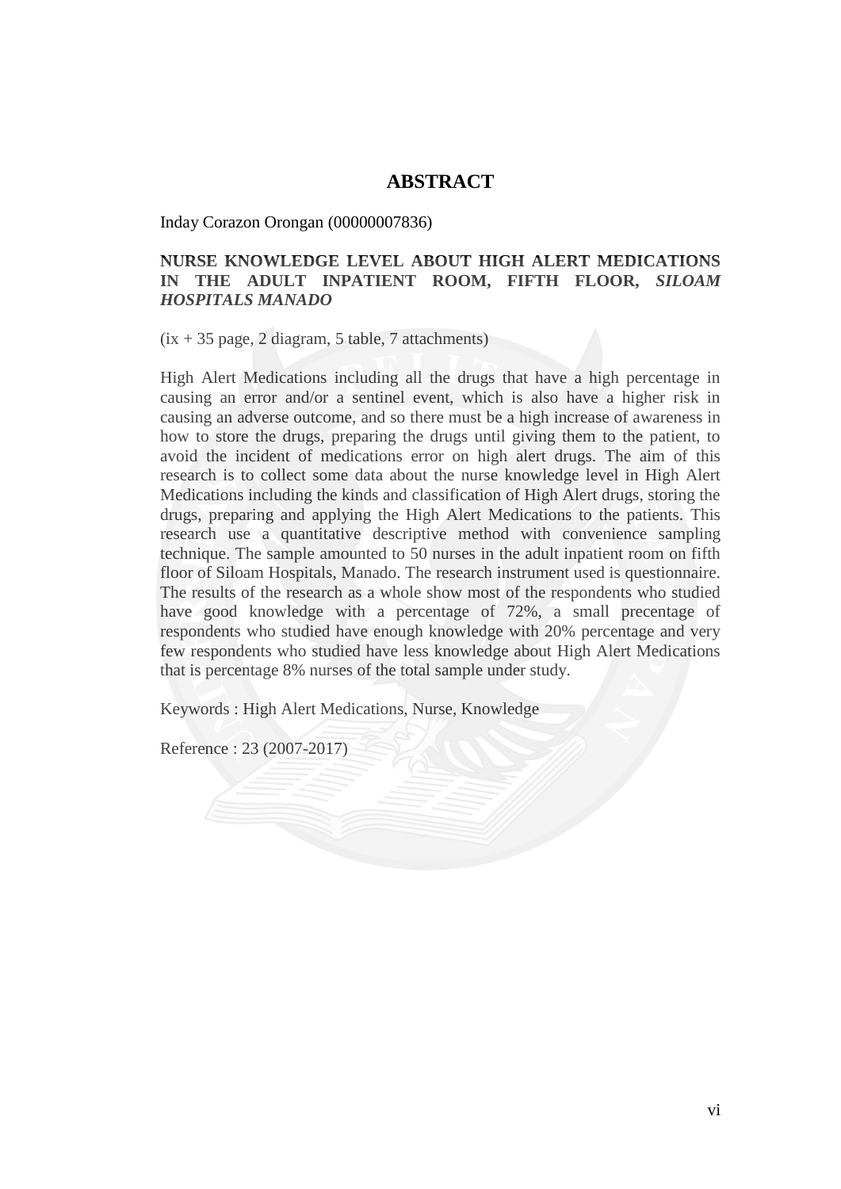# ABSTRACT

Inday Corazon Orongan (00000007836)

**NURSE KNOWLEDGE LEVEL ABOUT HIGH ALERT MEDICATIONS IN THE ADULT INPATIENT ROOM, FIFTH FLOOR, *SILOAM HOSPITALS MANADO***

(ix + 35 page, 2 diagram, 5 table, 7 attachments)

High Alert Medications including all the drugs that have a high percentage in causing an error and/or a sentinel event, which is also have a higher risk in causing an adverse outcome, and so there must be a high increase of awareness in how to store the drugs, preparing the drugs until giving them to the patient, to avoid the incident of medications error on high alert drugs. The aim of this research is to collect some data about the nurse knowledge level in High Alert Medications including the kinds and classification of High Alert drugs, storing the drugs, preparing and applying the High Alert Medications to the patients. This research use a quantitative descriptive method with convenience sampling technique. The sample amounted to 50 nurses in the adult inpatient room on fifth floor of Siloam Hospitals, Manado. The research instrument used is questionnaire. The results of the research as a whole show most of the respondents who studied have good knowledge with a percentage of 72%, a small precentage of respondents who studied have enough knowledge with 20% percentage and very few respondents who studied have less knowledge about High Alert Medications that is percentage 8% nurses of the total sample under study.

Keywords : High Alert Medications, Nurse, Knowledge

Reference : 23 (2007-2017)